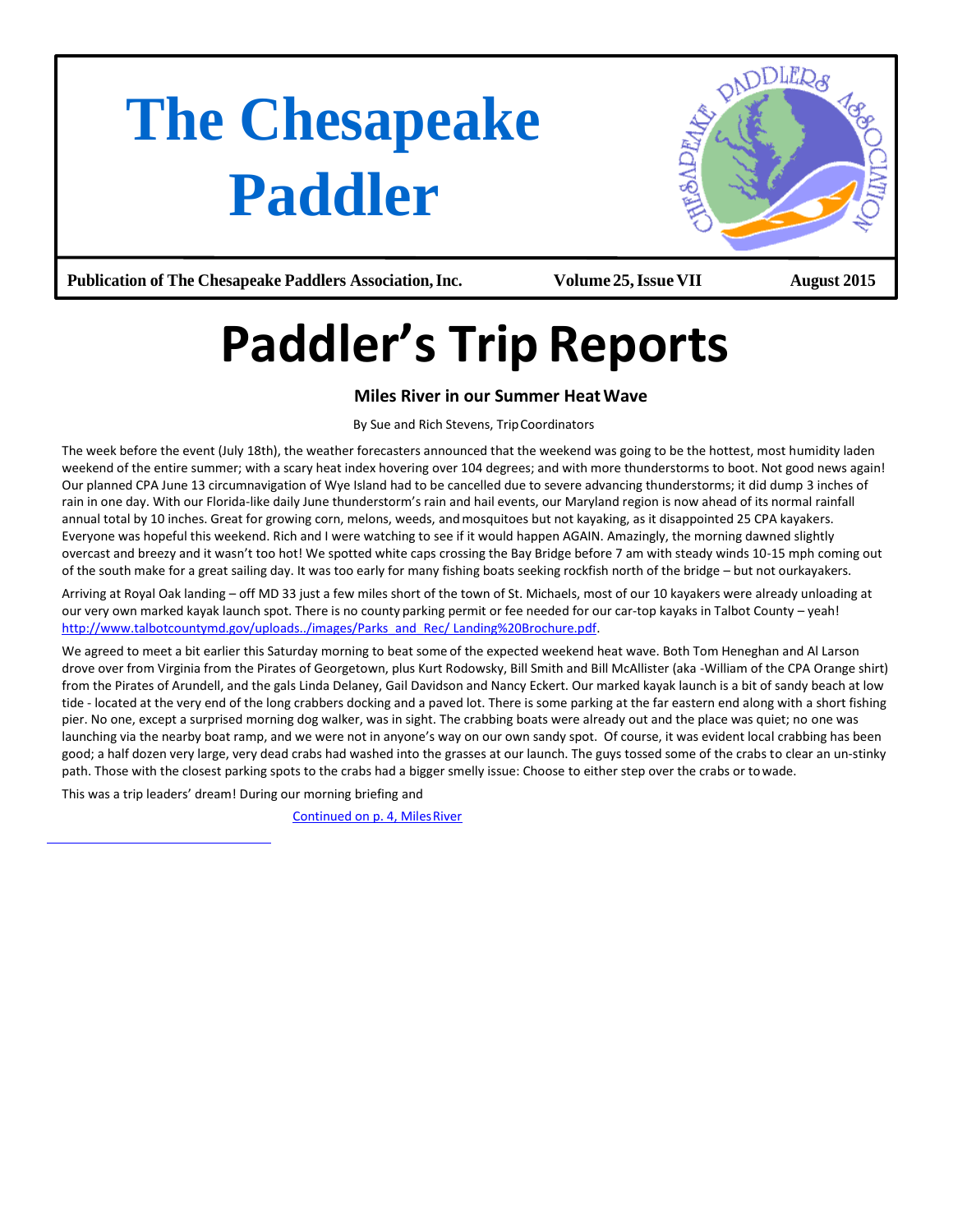# The Chesapeake Paddler

**Publication of The Chesapeake Paddlers Association, Inc.** **Volume 25, Issue VII** **August 2015**

# Paddler's Trip Reports

### Miles River in our Summer Heat Wave

By Sue and Rich Stevens, Trip Coordinators

The week before the event (July 18th), the weather forecasters announced that the weekend was going to be the hottest, most humidity laden weekend of the entire summer; with a scary heat index hovering over 104 degrees; and with more thunderstorms to boot. Not good news again! Our planned CPA June 13 circumnavigation of Wye Island had to be cancelled due to severe advancing thunderstorms; it did dump 3 inches of rain in one day. With our Florida-like daily June thunderstorm's rain and hail events, our Maryland region is now ahead of its normal rainfall annual total by 10 inches. Great for growing corn, melons, weeds, and mosquitoes but not kayaking, as it disappointed 25 CPA kayakers. Everyone was hopeful this weekend. Rich and I were watching to see if it would happen AGAIN. Amazingly, the morning dawned slightly overcast and breezy and it wasn't too hot! We spotted white caps crossing the Bay Bridge before 7 am with steady winds 10-15 mph coming out of the south make for a great sailing day. It was too early for many fishing boats seeking rockfish north of the bridge – but not our kayakers.

Arriving at Royal Oak landing – off MD 33 just a few miles short of the town of St. Michaels, most of our 10 kayakers were already unloading at our very own marked kayak launch spot. There is no county parking permit or fee needed for our car-top kayaks in Talbot County – yeah! http://www.talbotcountymd.gov/uploads../images/Parks_and_Rec/ Landing%20Brochure.pdf.

We agreed to meet a bit earlier this Saturday morning to beat some of the expected weekend heat wave. Both Tom Heneghan and Al Larson drove over from Virginia from the Pirates of Georgetown, plus Kurt Rodowsky, Bill Smith and Bill McAllister (aka -William of the CPA Orange shirt) from the Pirates of Arundell, and the gals Linda Delaney, Gail Davidson and Nancy Eckert. Our marked kayak launch is a bit of sandy beach at low tide - located at the very end of the long crabbers docking and a paved lot. There is some parking at the far eastern end along with a short fishing pier. No one, except a surprised morning dog walker, was in sight. The crabbing boats were already out and the place was quiet; no one was launching via the nearby boat ramp, and we were not in anyone's way on our own sandy spot. Of course, it was evident local crabbing has been good; a half dozen very large, very dead crabs had washed into the grasses at our launch. The guys tossed some of the crabs to clear an un-stinky path. Those with the closest parking spots to the crabs had a bigger smelly issue: Choose to either step over the crabs or to wade.

This was a trip leaders' dream! During our morning briefing and

Continued on p. 4, Miles River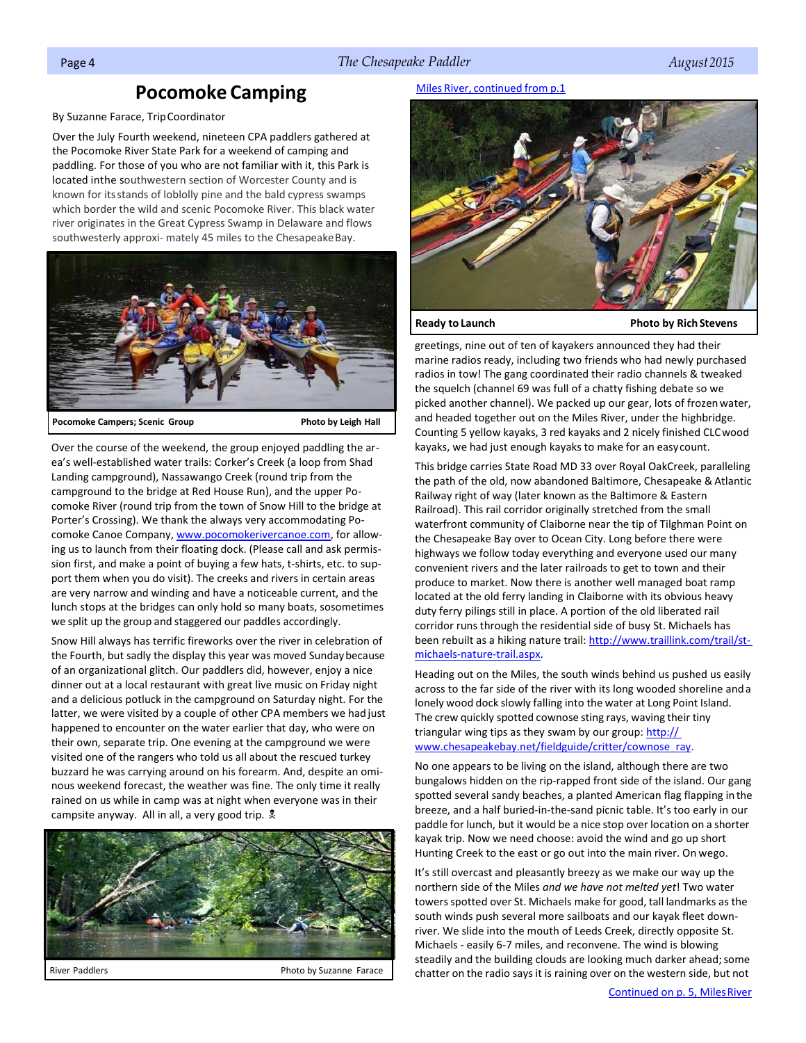## Pocomoke Camping

By Suzanne Farace, Trip Coordinator

Over the July Fourth weekend, nineteen CPA paddlers gathered at the Pocomoke River State Park for a weekend of camping and paddling. For those of you who are not familiar with it, this Park is located inthe southwestern section of Worcester County and is known for its stands of loblolly pine and the bald cypress swamps which border the wild and scenic Pocomoke River. This black water river originates in the Great Cypress Swamp in Delaware and flows southwesterly approxi- mately 45 miles to the Chesapeake Bay.

**Pocomoke Campers; Scenic Group** **Photo by Leigh Hall**

Over the course of the weekend, the group enjoyed paddling the area's well-established water trails: Corker's Creek (a loop from Shad Landing campground), Nassawango Creek (round trip from the campground to the bridge at Red House Run), and the upper Pocomoke River (round trip from the town of Snow Hill to the bridge at Porter's Crossing). We thank the always very accommodating Pocomoke Canoe Company, www.pocomokerivercanoe.com, for allowing us to launch from their floating dock. (Please call and ask permission first, and make a point of buying a few hats, t-shirts, etc. to support them when you do visit). The creeks and rivers in certain areas are very narrow and winding and have a noticeable current, and the lunch stops at the bridges can only hold so many boats, sosometimes we split up the group and staggered our paddles accordingly.

Snow Hill always has terrific fireworks over the river in celebration of the Fourth, but sadly the display this year was moved Sunday because of an organizational glitch. Our paddlers did, however, enjoy a nice dinner out at a local restaurant with great live music on Friday night and a delicious potluck in the campground on Saturday night. For the latter, we were visited by a couple of other CPA members we had just happened to encounter on the water earlier that day, who were on their own, separate trip. One evening at the campground we were visited one of the rangers who told us all about the rescued turkey buzzard he was carrying around on his forearm. And, despite an ominous weekend forecast, the weather was fine. The only time it really rained on us while in camp was at night when everyone was in their campsite anyway. All in all, a very good trip.

River Paddlers Photo by Suzanne Farace

Miles River, continued from p.1

**Ready to Launch** **Photo by Rich Stevens**

greetings, nine out of ten of kayakers announced they had their marine radios ready, including two friends who had newly purchased radios in tow! The gang coordinated their radio channels & tweaked the squelch (channel 69 was full of a chatty fishing debate so we picked another channel). We packed up our gear, lots of frozen water, and headed together out on the Miles River, under the highbridge. Counting 5 yellow kayaks, 3 red kayaks and 2 nicely finished CLC wood kayaks, we had just enough kayaks to make for an easy count.

This bridge carries State Road MD 33 over Royal OakCreek, paralleling the path of the old, now abandoned Baltimore, Chesapeake & Atlantic Railway right of way (later known as the Baltimore & Eastern Railroad). This rail corridor originally stretched from the small waterfront community of Claiborne near the tip of Tilghman Point on the Chesapeake Bay over to Ocean City. Long before there were highways we follow today everything and everyone used our many convenient rivers and the later railroads to get to town and their produce to market. Now there is another well managed boat ramp located at the old ferry landing in Claiborne with its obvious heavy duty ferry pilings still in place. A portion of the old liberated rail corridor runs through the residential side of busy St. Michaels has been rebuilt as a hiking nature trail: http://www.traillink.com/trail/st-michaels-nature-trail.aspx.

Heading out on the Miles, the south winds behind us pushed us easily across to the far side of the river with its long wooded shoreline and a lonely wood dock slowly falling into the water at Long Point Island. The crew quickly spotted cownose sting rays, waving their tiny triangular wing tips as they swam by our group: http://www.chesapeakebay.net/fieldguide/critter/cownose_ray.

No one appears to be living on the island, although there are two bungalows hidden on the rip-rapped front side of the island. Our gang spotted several sandy beaches, a planted American flag flapping in the breeze, and a half buried-in-the-sand picnic table. It's too early in our paddle for lunch, but it would be a nice stop over location on a shorter kayak trip. Now we need choose: avoid the wind and go up short Hunting Creek to the east or go out into the main river. On we go.

It's still overcast and pleasantly breezy as we make our way up the northern side of the Miles *and we have not melted yet*! Two water towers spotted over St. Michaels make for good, tall landmarks as the south winds push several more sailboats and our kayak fleet downriver. We slide into the mouth of Leeds Creek, directly opposite St. Michaels - easily 6-7 miles, and reconvene. The wind is blowing steadily and the building clouds are looking much darker ahead; some chatter on the radio says it is raining over on the western side, but not

Continued on p. 5, Miles River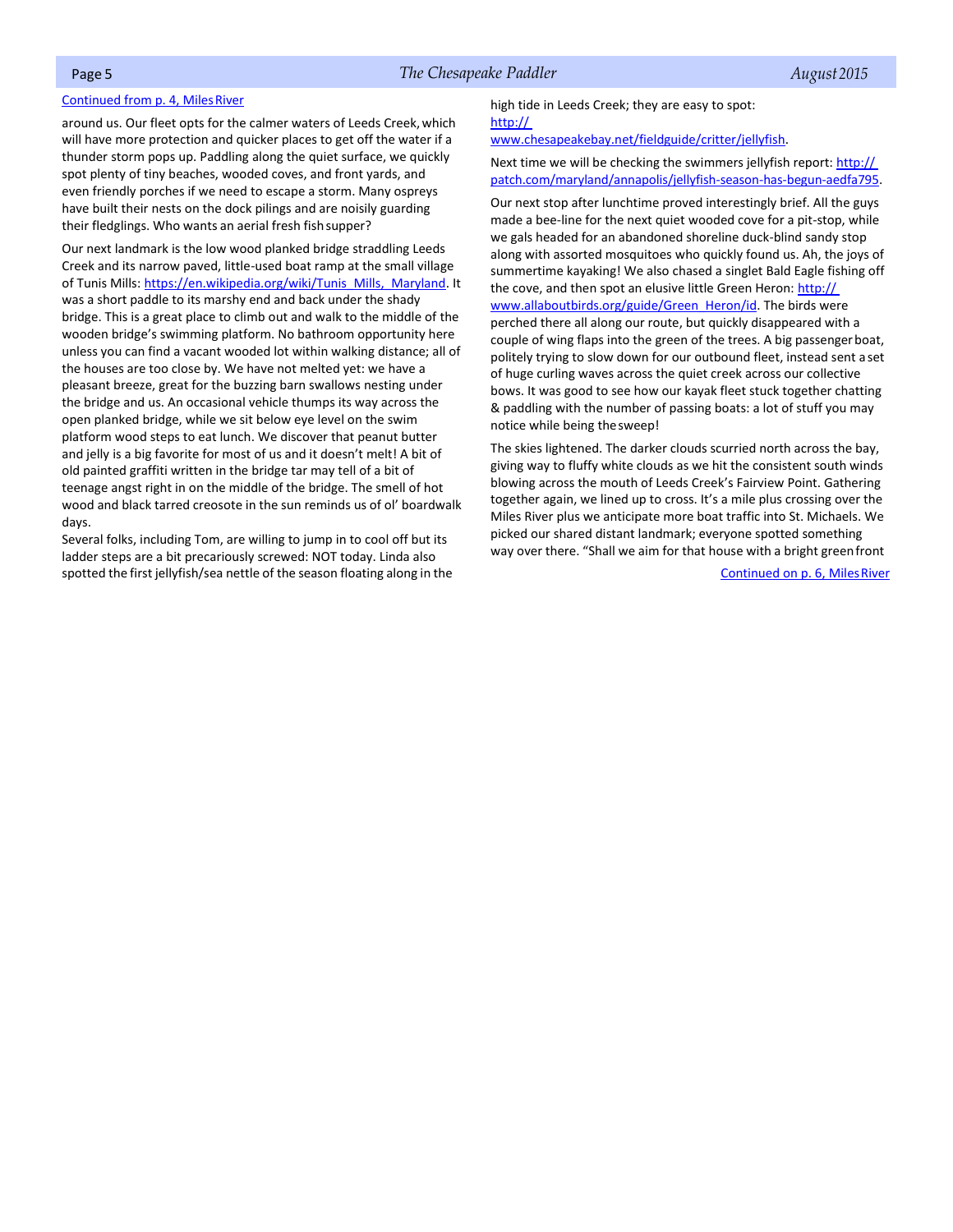Continued from p. 4, Miles River

around us. Our fleet opts for the calmer waters of Leeds Creek, which will have more protection and quicker places to get off the water if a thunder storm pops up. Paddling along the quiet surface, we quickly spot plenty of tiny beaches, wooded coves, and front yards, and even friendly porches if we need to escape a storm. Many ospreys have built their nests on the dock pilings and are noisily guarding their fledglings. Who wants an aerial fresh fish supper?

Our next landmark is the low wood planked bridge straddling Leeds Creek and its narrow paved, little-used boat ramp at the small village of Tunis Mills: https://en.wikipedia.org/wiki/Tunis_Mills,_Maryland. It was a short paddle to its marshy end and back under the shady bridge. This is a great place to climb out and walk to the middle of the wooden bridge's swimming platform. No bathroom opportunity here unless you can find a vacant wooded lot within walking distance; all of the houses are too close by. We have not melted yet: we have a pleasant breeze, great for the buzzing barn swallows nesting under the bridge and us. An occasional vehicle thumps its way across the open planked bridge, while we sit below eye level on the swim platform wood steps to eat lunch. We discover that peanut butter and jelly is a big favorite for most of us and it doesn't melt! A bit of old painted graffiti written in the bridge tar may tell of a bit of teenage angst right in on the middle of the bridge. The smell of hot wood and black tarred creosote in the sun reminds us of ol' boardwalk days.

Several folks, including Tom, are willing to jump in to cool off but its ladder steps are a bit precariously screwed: NOT today. Linda also spotted the first jellyfish/sea nettle of the season floating along in the high tide in Leeds Creek; they are easy to spot: http://www.chesapeakebay.net/fieldguide/critter/jellyfish.

Next time we will be checking the swimmers jellyfish report: http://patch.com/maryland/annapolis/jellyfish-season-has-begun-aedfa795.

Our next stop after lunchtime proved interestingly brief. All the guys made a bee-line for the next quiet wooded cove for a pit-stop, while we gals headed for an abandoned shoreline duck-blind sandy stop along with assorted mosquitoes who quickly found us. Ah, the joys of summertime kayaking! We also chased a singlet Bald Eagle fishing off the cove, and then spot an elusive little Green Heron: http://www.allaboutbirds.org/guide/Green_Heron/id. The birds were perched there all along our route, but quickly disappeared with a couple of wing flaps into the green of the trees. A big passenger boat, politely trying to slow down for our outbound fleet, instead sent a set of huge curling waves across the quiet creek across our collective bows. It was good to see how our kayak fleet stuck together chatting & paddling with the number of passing boats: a lot of stuff you may notice while being the sweep!

The skies lightened. The darker clouds scurried north across the bay, giving way to fluffy white clouds as we hit the consistent south winds blowing across the mouth of Leeds Creek's Fairview Point. Gathering together again, we lined up to cross. It's a mile plus crossing over the Miles River plus we anticipate more boat traffic into St. Michaels. We picked our shared distant landmark; everyone spotted something way over there. "Shall we aim for that house with a bright green front

Continued on p. 6, Miles River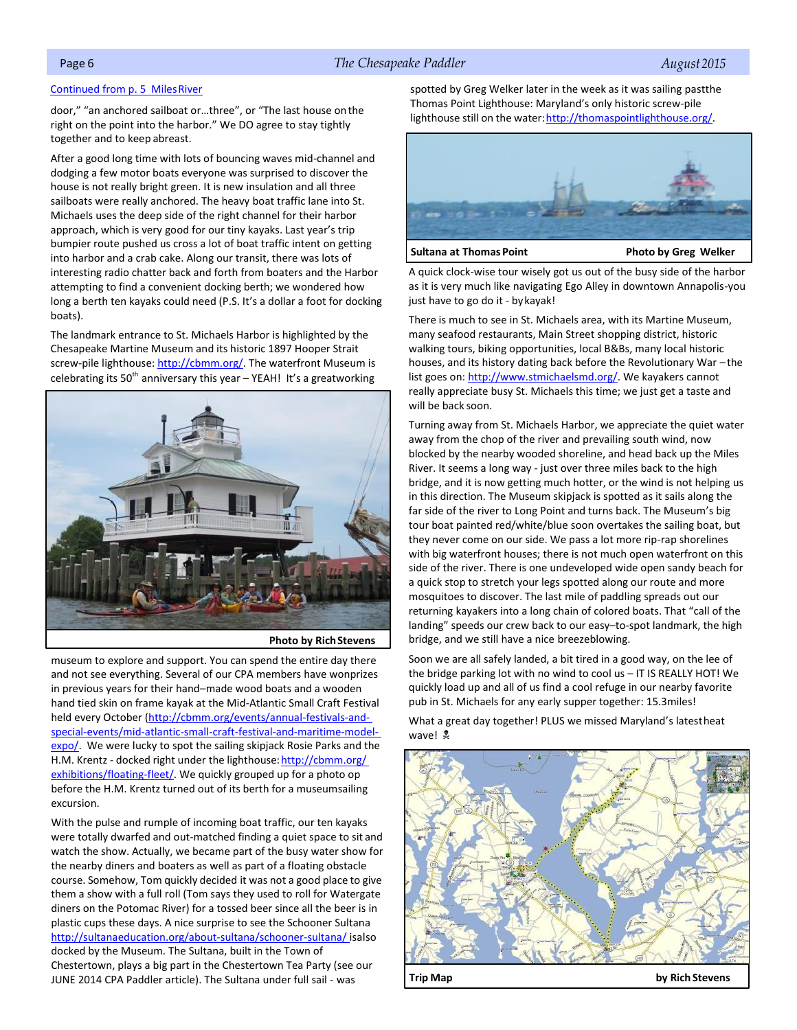Continued from p. 5 Miles River

door," "an anchored sailboat or…three", or "The last house on the right on the point into the harbor." We DO agree to stay tightly together and to keep abreast.

After a good long time with lots of bouncing waves mid-channel and dodging a few motor boats everyone was surprised to discover the house is not really bright green. It is new insulation and all three sailboats were really anchored. The heavy boat traffic lane into St. Michaels uses the deep side of the right channel for their harbor approach, which is very good for our tiny kayaks. Last year's trip bumpier route pushed us cross a lot of boat traffic intent on getting into harbor and a crab cake. Along our transit, there was lots of interesting radio chatter back and forth from boaters and the Harbor attempting to find a convenient docking berth; we wondered how long a berth ten kayaks could need (P.S. It's a dollar a foot for docking boats).

The landmark entrance to St. Michaels Harbor is highlighted by the Chesapeake Martine Museum and its historic 1897 Hooper Strait screw-pile lighthouse: http://cbmm.org/. The waterfront Museum is celebrating its 50th anniversary this year – YEAH! It's a great working

Photo by Rich Stevens

museum to explore and support. You can spend the entire day there and not see everything. Several of our CPA members have won prizes in previous years for their hand–made wood boats and a wooden hand tied skin on frame kayak at the Mid-Atlantic Small Craft Festival held every October (http://cbmm.org/events/annual-festivals-and-special-events/mid-atlantic-small-craft-festival-and-maritime-model-expo/. We were lucky to spot the sailing skipjack Rosie Parks and the H.M. Krentz - docked right under the lighthouse: http://cbmm.org/exhibitions/floating-fleet/. We quickly grouped up for a photo op before the H.M. Krentz turned out of its berth for a museum sailing excursion.

With the pulse and rumple of incoming boat traffic, our ten kayaks were totally dwarfed and out-matched finding a quiet space to sit and watch the show. Actually, we became part of the busy water show for the nearby diners and boaters as well as part of a floating obstacle course. Somehow, Tom quickly decided it was not a good place to give them a show with a full roll (Tom says they used to roll for Watergate diners on the Potomac River) for a tossed beer since all the beer is in plastic cups these days. A nice surprise to see the Schooner Sultana http://sultanaeducation.org/about-sultana/schooner-sultana/ is also docked by the Museum. The Sultana, built in the Town of Chestertown, plays a big part in the Chestertown Tea Party (see our JUNE 2014 CPA Paddler article). The Sultana under full sail - was spotted by Greg Welker later in the week as it was sailing past the Thomas Point Lighthouse: Maryland's only historic screw-pile lighthouse still on the water: http://thomaspointlighthouse.org/.

Sultana at Thomas Point — Photo by Greg Welker

A quick clock-wise tour wisely got us out of the busy side of the harbor as it is very much like navigating Ego Alley in downtown Annapolis-you just have to go do it - by kayak!

There is much to see in St. Michaels area, with its Martine Museum, many seafood restaurants, Main Street shopping district, historic walking tours, biking opportunities, local B&Bs, many local historic houses, and its history dating back before the Revolutionary War – the list goes on: http://www.stmichaelsmd.org/. We kayakers cannot really appreciate busy St. Michaels this time; we just get a taste and will be back soon.

Turning away from St. Michaels Harbor, we appreciate the quiet water away from the chop of the river and prevailing south wind, now blocked by the nearby wooded shoreline, and head back up the Miles River. It seems a long way - just over three miles back to the high bridge, and it is now getting much hotter, or the wind is not helping us in this direction. The Museum skipjack is spotted as it sails along the far side of the river to Long Point and turns back. The Museum's big tour boat painted red/white/blue soon overtakes the sailing boat, but they never come on our side. We pass a lot more rip-rap shorelines with big waterfront houses; there is not much open waterfront on this side of the river. There is one undeveloped wide open sandy beach for a quick stop to stretch your legs spotted along our route and more mosquitoes to discover. The last mile of paddling spreads out our returning kayakers into a long chain of colored boats. That "call of the landing" speeds our crew back to our easy–to-spot landmark, the high bridge, and we still have a nice breeze blowing.

Soon we are all safely landed, a bit tired in a good way, on the lee of the bridge parking lot with no wind to cool us – IT IS REALLY HOT! We quickly load up and all of us find a cool refuge in our nearby favorite pub in St. Michaels for any early supper together: 15.3 miles!

What a great day together! PLUS we missed Maryland's latest heat wave! ☠

Trip Map — by Rich Stevens